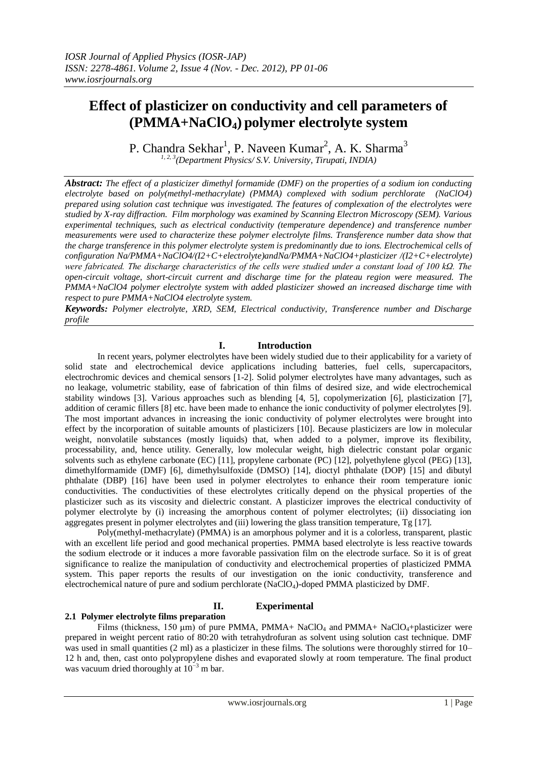# Effect of plasticizer on conductivity and cell parameters of ($PMMA+NaClO_4$) polymer electrolyte system

P. Chandra Sekhar[1], P. Naveen Kumar[2], A. K. Sharma[3]

[1, 2, 3](Department Physics/ S.V. University, Tirupati, INDIA)

***Abstract:*** *The effect of a plasticizer dimethyl formamide (DMF) on the properties of a sodium ion conducting electrolyte based on poly(methyl-methacrylate) (PMMA) complexed with sodium perchlorate (NaClO4) prepared using solution cast technique was investigated. The features of complexation of the electrolytes were studied by X-ray diffraction. Film morphology was examined by Scanning Electron Microscopy (SEM). Various experimental techniques, such as electrical conductivity (temperature dependence) and transference number measurements were used to characterize these polymer electrolyte films. Transference number data show that the charge transference in this polymer electrolyte system is predominantly due to ions. Electrochemical cells of configuration Na/PMMA+NaClO4/(I2+C+electrolyte)andNa/PMMA+NaClO4+plasticizer /(I2+C+electrolyte) were fabricated. The discharge characteristics of the cells were studied under a constant load of 100 kΩ. The open-circuit voltage, short-circuit current and discharge time for the plateau region were measured. The PMMA+NaClO4 polymer electrolyte system with added plasticizer showed an increased discharge time with respect to pure PMMA+NaClO4 electrolyte system.*

***Keywords:*** *Polymer electrolyte, XRD, SEM, Electrical conductivity, Transference number and Discharge profile*

## I. Introduction

In recent years, polymer electrolytes have been widely studied due to their applicability for a variety of solid state and electrochemical device applications including batteries, fuel cells, supercapacitors, electrochromic devices and chemical sensors [1-2]. Solid polymer electrolytes have many advantages, such as no leakage, volumetric stability, ease of fabrication of thin films of desired size, and wide electrochemical stability windows [3]. Various approaches such as blending [4, 5], copolymerization [6], plasticization [7], addition of ceramic fillers [8] etc. have been made to enhance the ionic conductivity of polymer electrolytes [9]. The most important advances in increasing the ionic conductivity of polymer electrolytes were brought into effect by the incorporation of suitable amounts of plasticizers [10]. Because plasticizers are low in molecular weight, nonvolatile substances (mostly liquids) that, when added to a polymer, improve its flexibility, processability, and, hence utility. Generally, low molecular weight, high dielectric constant polar organic solvents such as ethylene carbonate (EC) [11], propylene carbonate (PC) [12], polyethylene glycol (PEG) [13], dimethylformamide (DMF) [6], dimethylsulfoxide (DMSO) [14], dioctyl phthalate (DOP) [15] and dibutyl phthalate (DBP) [16] have been used in polymer electrolytes to enhance their room temperature ionic conductivities. The conductivities of these electrolytes critically depend on the physical properties of the plasticizer such as its viscosity and dielectric constant. A plasticizer improves the electrical conductivity of polymer electrolyte by (i) increasing the amorphous content of polymer electrolytes; (ii) dissociating ion aggregates present in polymer electrolytes and (iii) lowering the glass transition temperature, Tg [17].

Poly(methyl-methacrylate) (PMMA) is an amorphous polymer and it is a colorless, transparent, plastic with an excellent life period and good mechanical properties. PMMA based electrolyte is less reactive towards the sodium electrode or it induces a more favorable passivation film on the electrode surface. So it is of great significance to realize the manipulation of conductivity and electrochemical properties of plasticized PMMA system. This paper reports the results of our investigation on the ionic conductivity, transference and electrochemical nature of pure and sodium perchlorate ($NaClO_4$)-doped PMMA plasticized by DMF.

## II. Experimental

### 2.1 Polymer electrolyte films preparation

Films (thickness, 150 μm) of pure PMMA, PMMA+ $NaClO_4$ and PMMA+ $NaClO_4$+plasticizer were prepared in weight percent ratio of 80:20 with tetrahydrofuran as solvent using solution cast technique. DMF was used in small quantities (2 ml) as a plasticizer in these films. The solutions were thoroughly stirred for 10–12 h and, then, cast onto polypropylene dishes and evaporated slowly at room temperature. The final product was vacuum dried thoroughly at $10^{-3}$ m bar.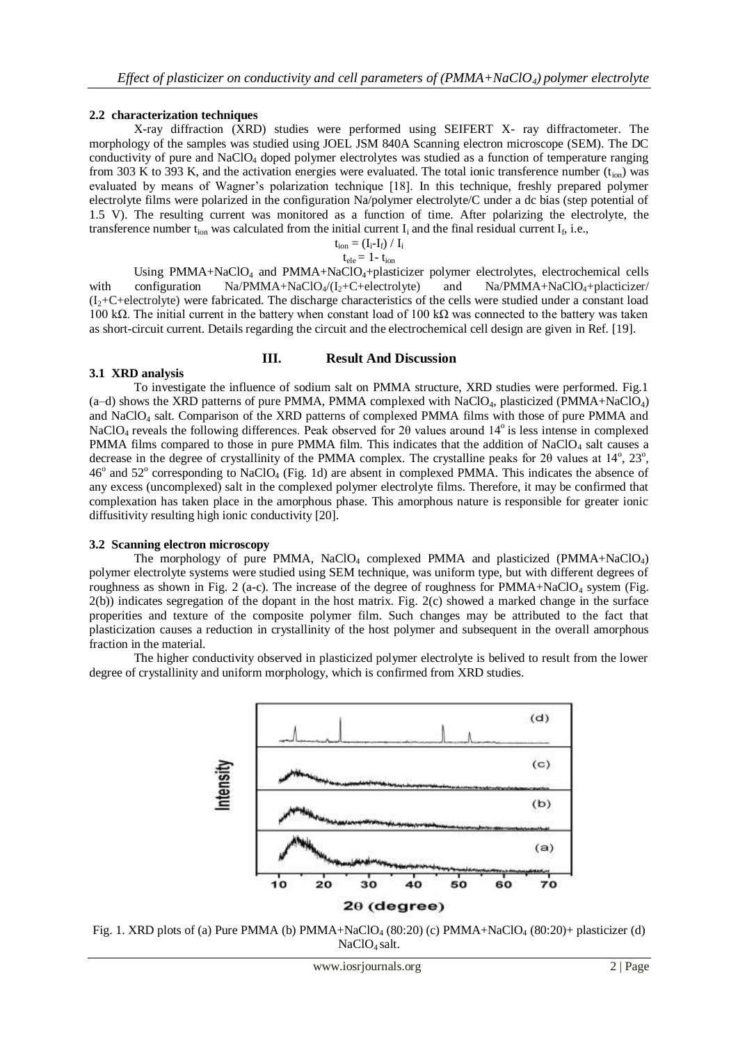### 2.2 characterization techniques

X-ray diffraction (XRD) studies were performed using SEIFERT X- ray diffractometer. The morphology of the samples was studied using JOEL JSM 840A Scanning electron microscope (SEM). The DC conductivity of pure and $NaClO_4$ doped polymer electrolytes was studied as a function of temperature ranging from 303 K to 393 K, and the activation energies were evaluated. The total ionic transference number ($t_{ion}$) was evaluated by means of Wagner's polarization technique [18]. In this technique, freshly prepared polymer electrolyte films were polarized in the configuration Na/polymer electrolyte/C under a dc bias (step potential of 1.5 V). The resulting current was monitored as a function of time. After polarizing the electrolyte, the transference number $t_{ion}$ was calculated from the initial current $I_i$ and the final residual current $I_f$, i.e.,

$$t_{ion} = (I_i - I_f) / I_i$$

$$t_{ele} = 1 - t_{ion}$$

Using PMMA+$NaClO_4$ and PMMA+$NaClO_4$+plasticizer polymer electrolytes, electrochemical cells with configuration Na/PMMA+$NaClO_4$/($I_2$+C+electrolyte) and Na/PMMA+$NaClO_4$+placticizer/($I_2$+C+electrolyte) were fabricated. The discharge characteristics of the cells were studied under a constant load 100 kΩ. The initial current in the battery when constant load of 100 kΩ was connected to the battery was taken as short-circuit current. Details regarding the circuit and the electrochemical cell design are given in Ref. [19].

## III. Result And Discussion

### 3.1 XRD analysis

To investigate the influence of sodium salt on PMMA structure, XRD studies were performed. Fig.1 (a–d) shows the XRD patterns of pure PMMA, PMMA complexed with $NaClO_4$, plasticized (PMMA+$NaClO_4$) and $NaClO_4$ salt. Comparison of the XRD patterns of complexed PMMA films with those of pure PMMA and $NaClO_4$ reveals the following differences. Peak observed for 2θ values around 14° is less intense in complexed PMMA films compared to those in pure PMMA film. This indicates that the addition of $NaClO_4$ salt causes a decrease in the degree of crystallinity of the PMMA complex. The crystalline peaks for 2θ values at 14°, 23°, 46° and 52° corresponding to $NaClO_4$ (Fig. 1d) are absent in complexed PMMA. This indicates the absence of any excess (uncomplexed) salt in the complexed polymer electrolyte films. Therefore, it may be confirmed that complexation has taken place in the amorphous phase. This amorphous nature is responsible for greater ionic diffusitivity resulting high ionic conductivity [20].

### 3.2 Scanning electron microscopy

The morphology of pure PMMA, $NaClO_4$ complexed PMMA and plasticized (PMMA+$NaClO_4$) polymer electrolyte systems were studied using SEM technique, was uniform type, but with different degrees of roughness as shown in Fig. 2 (a-c). The increase of the degree of roughness for PMMA+$NaClO_4$ system (Fig. 2(b)) indicates segregation of the dopant in the host matrix. Fig. 2(c) showed a marked change in the surface properities and texture of the composite polymer film. Such changes may be attributed to the fact that plasticization causes a reduction in crystallinity of the host polymer and subsequent in the overall amorphous fraction in the material.

The higher conductivity observed in plasticized polymer electrolyte is belived to result from the lower degree of crystallinity and uniform morphology, which is confirmed from XRD studies.

Fig. 1. XRD plots of (a) Pure PMMA (b) PMMA+$NaClO_4$ (80:20) (c) PMMA+$NaClO_4$ (80:20)+ plasticizer (d) $NaClO_4$ salt.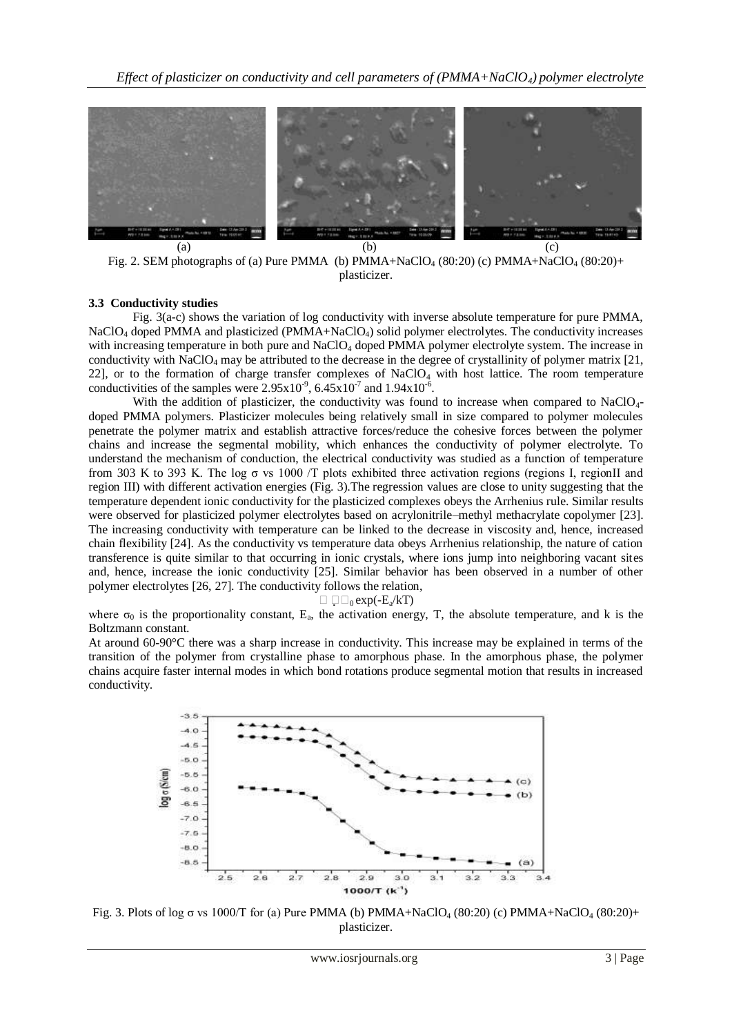Fig. 2. SEM photographs of (a) Pure PMMA (b) PMMA+$NaClO_4$ (80:20) (c) PMMA+$NaClO_4$ (80:20)+ plasticizer.

### 3.3 Conductivity studies

Fig. 3(a-c) shows the variation of log conductivity with inverse absolute temperature for pure PMMA, $NaClO_4$ doped PMMA and plasticized (PMMA+$NaClO_4$) solid polymer electrolytes. The conductivity increases with increasing temperature in both pure and $NaClO_4$ doped PMMA polymer electrolyte system. The increase in conductivity with $NaClO_4$ may be attributed to the decrease in the degree of crystallinity of polymer matrix [21, 22], or to the formation of charge transfer complexes of $NaClO_4$ with host lattice. The room temperature conductivities of the samples were $2.95x10^{-9}$, $6.45x10^{-7}$ and $1.94x10^{-6}$.

With the addition of plasticizer, the conductivity was found to increase when compared to $NaClO_4$-doped PMMA polymers. Plasticizer molecules being relatively small in size compared to polymer molecules penetrate the polymer matrix and establish attractive forces/reduce the cohesive forces between the polymer chains and increase the segmental mobility, which enhances the conductivity of polymer electrolyte. To understand the mechanism of conduction, the electrical conductivity was studied as a function of temperature from 303 K to 393 K. The log σ vs 1000 /T plots exhibited three activation regions (regions I, regionII and region III) with different activation energies (Fig. 3).The regression values are close to unity suggesting that the temperature dependent ionic conductivity for the plasticized complexes obeys the Arrhenius rule. Similar results were observed for plasticized polymer electrolytes based on acrylonitrile–methyl methacrylate copolymer [23]. The increasing conductivity with temperature can be linked to the decrease in viscosity and, hence, increased chain flexibility [24]. As the conductivity vs temperature data obeys Arrhenius relationship, the nature of cation transference is quite similar to that occurring in ionic crystals, where ions jump into neighboring vacant sites and, hence, increase the ionic conductivity [25]. Similar behavior has been observed in a number of other polymer electrolytes [26, 27]. The conductivity follows the relation,

$$\sigma = \sigma_0 \exp(-E_a/kT)$$

where $\sigma_0$ is the proportionality constant, $E_a$, the activation energy, T, the absolute temperature, and k is the Boltzmann constant.

At around 60-90°C there was a sharp increase in conductivity. This increase may be explained in terms of the transition of the polymer from crystalline phase to amorphous phase. In the amorphous phase, the polymer chains acquire faster internal modes in which bond rotations produce segmental motion that results in increased conductivity.

Fig. 3. Plots of log σ vs 1000/T for (a) Pure PMMA (b) PMMA+$NaClO_4$ (80:20) (c) PMMA+$NaClO_4$ (80:20)+ plasticizer.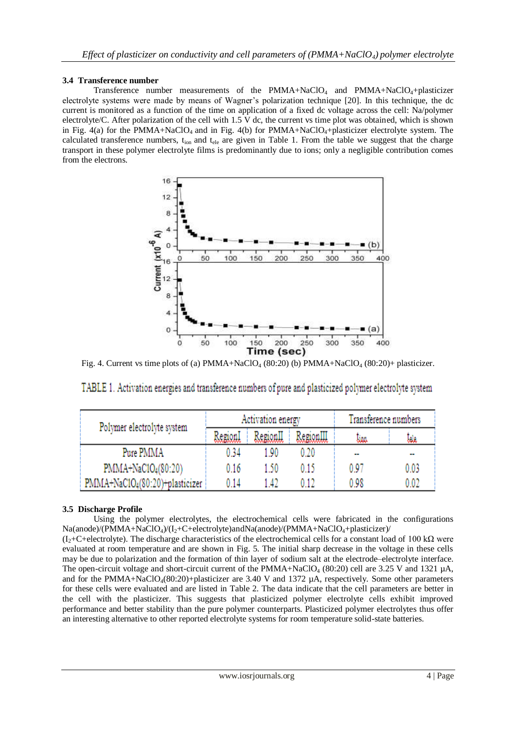### 3.4 Transference number

Transference number measurements of the $PMMA+NaClO_4$ and $PMMA+NaClO_4$+plasticizer electrolyte systems were made by means of Wagner's polarization technique [20]. In this technique, the dc current is monitored as a function of the time on application of a fixed dc voltage across the cell: Na/polymer electrolyte/C. After polarization of the cell with 1.5 V dc, the current vs time plot was obtained, which is shown in Fig. 4(a) for the $PMMA+NaClO_4$ and in Fig. 4(b) for $PMMA+NaClO_4$+plasticizer electrolyte system. The calculated transference numbers, $t_{ion}$ and $t_{ele}$ are given in Table 1. From the table we suggest that the charge transport in these polymer electrolyte films is predominantly due to ions; only a negligible contribution comes from the electrons.

Fig. 4. Current vs time plots of (a) $PMMA+NaClO_4$ (80:20) (b) $PMMA+NaClO_4$ (80:20)+ plasticizer.

TABLE 1. Activation energies and transference numbers of pure and plasticized polymer electrolyte system

| Polymer electrolyte system | Activation energy | | | Transference numbers | |
|---|---|---|---|---|---|
| | RegionI | RegionII | RegionIII | $t_{ion}$ | $t_{ele}$ |
| Pure PMMA | 0.34 | 1.90 | 0.20 | -- | -- |
| $PMMA+NaClO_4$(80:20) | 0.16 | 1.50 | 0.15 | 0.97 | 0.03 |
| $PMMA+NaClO_4$(80:20)+plasticizer | 0.14 | 1.42 | 0.12 | 0.98 | 0.02 |

### 3.5 Discharge Profile

Using the polymer electrolytes, the electrochemical cells were fabricated in the configurations Na(anode)/($PMMA+NaClO_4$)/($I_2$+C+electrolyte)andNa(anode)/($PMMA+NaClO_4$+plasticizer)/($I_2$+C+electrolyte). The discharge characteristics of the electrochemical cells for a constant load of 100 kΩ were evaluated at room temperature and are shown in Fig. 5. The initial sharp decrease in the voltage in these cells may be due to polarization and the formation of thin layer of sodium salt at the electrode–electrolyte interface. The open-circuit voltage and short-circuit current of the $PMMA+NaClO_4$ (80:20) cell are 3.25 V and 1321 μA, and for the $PMMA+NaClO_4$(80:20)+plasticizer are 3.40 V and 1372 μA, respectively. Some other parameters for these cells were evaluated and are listed in Table 2. The data indicate that the cell parameters are better in the cell with the plasticizer. This suggests that plasticized polymer electrolyte cells exhibit improved performance and better stability than the pure polymer counterparts. Plasticized polymer electrolytes thus offer an interesting alternative to other reported electrolyte systems for room temperature solid-state batteries.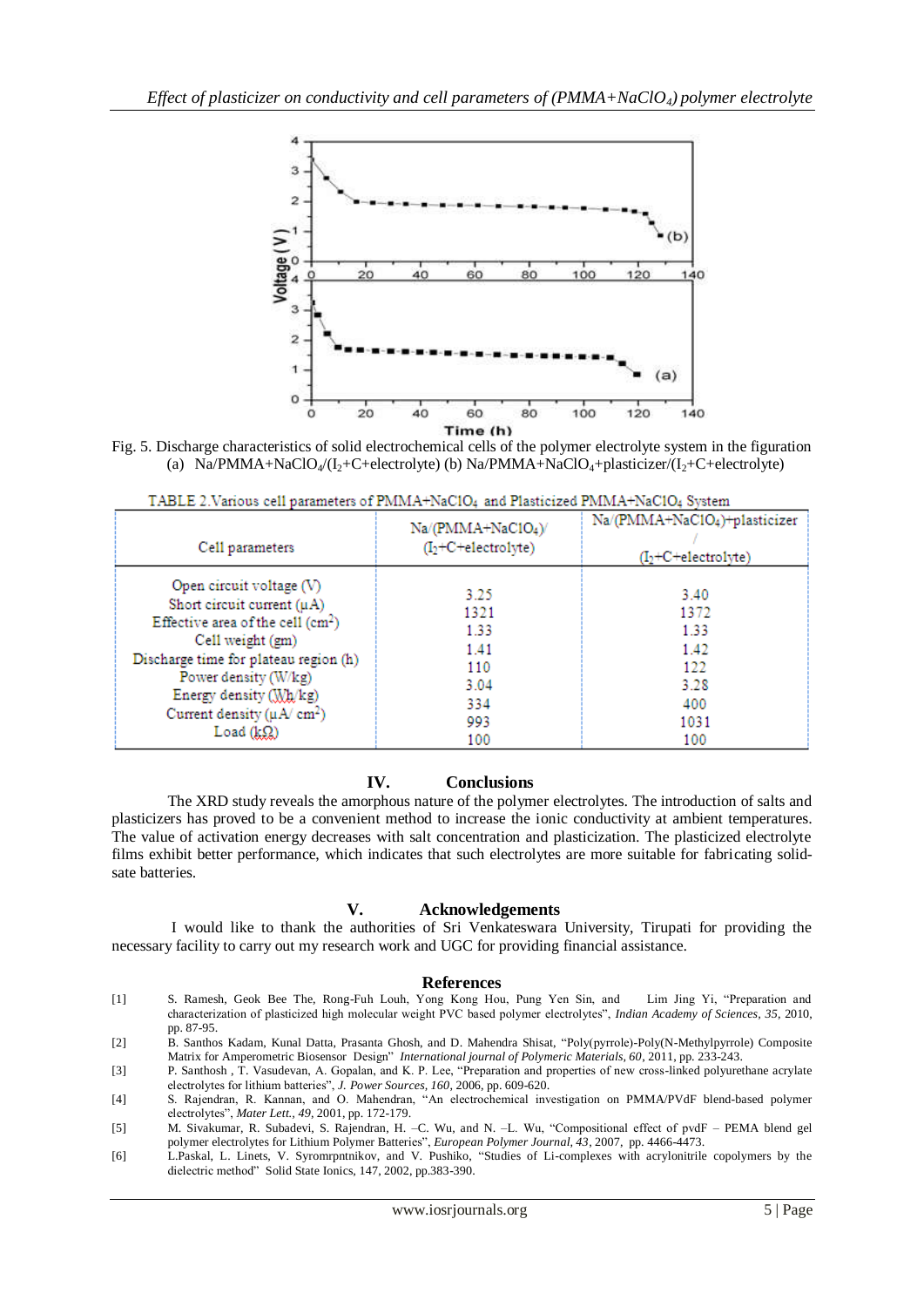Fig. 5. Discharge characteristics of solid electrochemical cells of the polymer electrolyte system in the figuration (a) Na/PMMA+$NaClO_4$/($I_2$+C+electrolyte) (b) Na/PMMA+$NaClO_4$+plasticizer/($I_2$+C+electrolyte)

TABLE 2.Various cell parameters of PMMA+$NaClO_4$ and Plasticized PMMA+$NaClO_4$ System

| Cell parameters | Na/(PMMA+$NaClO_4$)/ ($I_2$+C+electrolyte) | Na/(PMMA+$NaClO_4$)+plasticizer / ($I_2$+C+electrolyte) |
|---|---|---|
| Open circuit voltage (V) | 3.25 | 3.40 |
| Short circuit current (μA) | 1321 | 1372 |
| Effective area of the cell ($cm^2$) | 1.33 | 1.33 |
| Cell weight (gm) | 1.41 | 1.42 |
| Discharge time for plateau region (h) | 110 | 122 |
| Power density (W/kg) | 3.04 | 3.28 |
| Energy density (Wh/kg) | 334 | 400 |
| Current density (μA/ $cm^2$) | 993 | 1031 |
| Load (kΩ) | 100 | 100 |

## IV. Conclusions

The XRD study reveals the amorphous nature of the polymer electrolytes. The introduction of salts and plasticizers has proved to be a convenient method to increase the ionic conductivity at ambient temperatures. The value of activation energy decreases with salt concentration and plasticization. The plasticized electrolyte films exhibit better performance, which indicates that such electrolytes are more suitable for fabricating solid-sate batteries.

## V. Acknowledgements

I would like to thank the authorities of Sri Venkateswara University, Tirupati for providing the necessary facility to carry out my research work and UGC for providing financial assistance.

## References

[1] S. Ramesh, Geok Bee The, Rong-Fuh Louh, Yong Kong Hou, Pung Yen Sin, and Lim Jing Yi, "Preparation and characterization of plasticized high molecular weight PVC based polymer electrolytes", *Indian Academy of Sciences, 35*, 2010, pp. 87-95.

[2] B. Santhos Kadam, Kunal Datta, Prasanta Ghosh, and D. Mahendra Shisat, "Poly(pyrrole)-Poly(N-Methylpyrrole) Composite Matrix for Amperometric Biosensor Design" *International journal of Polymeric Materials, 60*, 2011, pp. 233-243.

[3] P. Santhosh , T. Vasudevan, A. Gopalan, and K. P. Lee, "Preparation and properties of new cross-linked polyurethane acrylate electrolytes for lithium batteries", *J. Power Sources, 160*, 2006, pp. 609-620.

[4] S. Rajendran, R. Kannan, and O. Mahendran, "An electrochemical investigation on PMMA/PVdF blend-based polymer electrolytes", *Mater Lett., 49*, 2001, pp. 172-179.

[5] M. Sivakumar, R. Subadevi, S. Rajendran, H. –C. Wu, and N. –L. Wu, "Compositional effect of pvdF – PEMA blend gel polymer electrolytes for Lithium Polymer Batteries", *European Polymer Journal, 43*, 2007, pp. 4466-4473.

[6] L.Paskal, L. Linets, V. Syromrpntnikov, and V. Pushiko, "Studies of Li-complexes with acrylonitrile copolymers by the dielectric method" Solid State Ionics, 147, 2002, pp.383-390.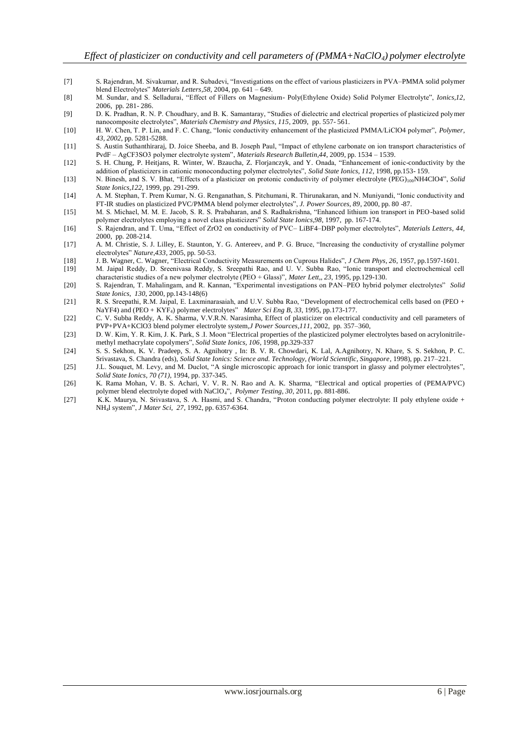[7] S. Rajendran, M. Sivakumar, and R. Subadevi, "Investigations on the effect of various plasticizers in PVA–PMMA solid polymer blend Electrolytes" *Materials Letters,58*, 2004, pp. 641 – 649.

[8] M. Sundar, and S. Selladurai, "Effect of Fillers on Magnesium- Poly(Ethylene Oxide) Solid Polymer Electrolyte", *Ionics,12*, 2006, pp. 281- 286.

[9] D. K. Pradhan, R. N. P. Choudhary, and B. K. Samantaray, "Studies of dielectric and electrical properties of plasticized polymer nanocomposite electrolytes", *Materials Chemistry and Physics, 115*, 2009, pp. 557- 561.

[10] H. W. Chen, T. P. Lin, and F. C. Chang, "Ionic conductivity enhancement of the plasticized PMMA/LiClO4 polymer", *Polymer, 43, 2002*, pp. 5281-5288.

[11] S. Austin Suthanthiraraj, D. Joice Sheeba, and B. Joseph Paul, "Impact of ethylene carbonate on ion transport characteristics of PvdF – AgCF3SO3 polymer electrolyte system", *Materials Research Bulletin,44*, 2009, pp. 1534 – 1539.

[12] S. H. Chung, P. Heitjans, R. Winter, W. Bzaucha, Z. Florjanczyk, and Y. Onada, "Enhancement of ionic-conductivity by the addition of plasticizers in cationic monoconducting polymer electrolytes", *Solid State Ionics, 112*, 1998, pp.153- 159.

[13] N. Binesh, and S. V. Bhat, "Effects of a plasticizer on protonic conductivity of polymer electrolyte $(PEG)_{100}NH_4ClO_4$", *Solid State Ionics,122*, 1999, pp. 291-299.

[14] A. M. Stephan, T. Prem Kumar, N. G. Renganathan, S. Pitchumani, R. Thirunakaran, and N. Muniyandi, "Ionic conductivity and FT-IR studies on plasticized PVC/PMMA blend polymer electrolytes", *J. Power Sources, 89*, 2000, pp. 80 -87.

[15] M. S. Michael, M. M. E. Jacob, S. R. S. Prabaharan, and S. Radhakrishna, "Enhanced lithium ion transport in PEO-based solid polymer electrolytes employing a novel class plasticizers" *Solid State Ionics,98*, 1997, pp. 167-174.

[16] S. Rajendran, and T. Uma, "Effect of ZrO2 on conductivity of PVC– LiBF4–DBP polymer electrolytes", *Materials Letters, 44*, 2000, pp. 208-214.

[17] A. M. Christie, S. J. Lilley, E. Staunton, Y. G. Antereev, and P. G. Bruce, "Increasing the conductivity of crystalline polymer electrolytes" *Nature,433*, 2005, pp. 50-53.

[18] J. B. Wagner, C. Wagner, "Electrical Conductivity Measurements on Cuprous Halides", *J Chem Phys, 26*, 1957, pp.1597-1601.

[19] M. Jaipal Reddy, D. Sreenivasa Reddy, S. Sreepathi Rao, and U. V. Subba Rao, "Ionic transport and electrochemical cell characteristic studies of a new polymer electrolyte (PEO + Glass)", *Mater Lett,, 23*, 1995, pp.129-130.

[20] S. Rajendran, T. Mahalingam, and R. Kannan, "Experimental investigations on PAN–PEO hybrid polymer electrolytes" *Solid State Ionics, 130*, 2000, pp.143-148(6)

[21] R. S. Sreepathi, R.M. Jaipal, E. Laxminarasaiah, and U.V. Subba Rao, "Development of electrochemical cells based on (PEO + NaYF4) and (PEO + $KYF_4$) polymer electrolytes" *Mater Sci Eng B, 33*, 1995, pp.173-177.

[22] C. V. Subba Reddy, A. K. Sharma, V.V.R.N. Narasimha, Effect of plasticizer on electrical conductivity and cell parameters of PVP+PVA+KClO3 blend polymer electrolyte system,*J Power Sources,111*, 2002, pp. 357–360,

[23] D. W. Kim, Y. R. Kim, J. K. Park, S .I. Moon "Electrical properties of the plasticized polymer electrolytes based on acrylonitrile-methyl methacrylate copolymers", *Solid State Ionics, 106*, 1998, pp.329-337

[24] S. S. Sekhon, K. V. Pradeep, S. A. Agnihotry , In: B. V. R. Chowdari, K. Lal, A.Agnihotry, N. Khare, S. S. Sekhon, P. C. Srivastava, S. Chandra (eds), *Solid State Ionics: Science and. Technology, (World Scientific, Singapore*, 1998), pp. 217–221.

[25] J.L. Souquet, M. Levy, and M. Duclot, "A single microscopic approach for ionic transport in glassy and polymer electrolytes", *Solid State Ionics, 70 (71)*, 1994, pp. 337-345.

[26] K. Rama Mohan, V. B. S. Achari, V. V. R. N. Rao and A. K. Sharma, "Electrical and optical properties of (PEMA/PVC) polymer blend electrolyte doped with $NaClO_4$", *Polymer Testing, 30*, 2011, pp. 881-886.

[27] K.K. Maurya, N. Srivastava, S. A. Hasmi, and S. Chandra, "Proton conducting polymer electrolyte: II poly ethylene oxide + $NH_4I$ system", *J Mater Sci, 27*, 1992, pp. 6357-6364.